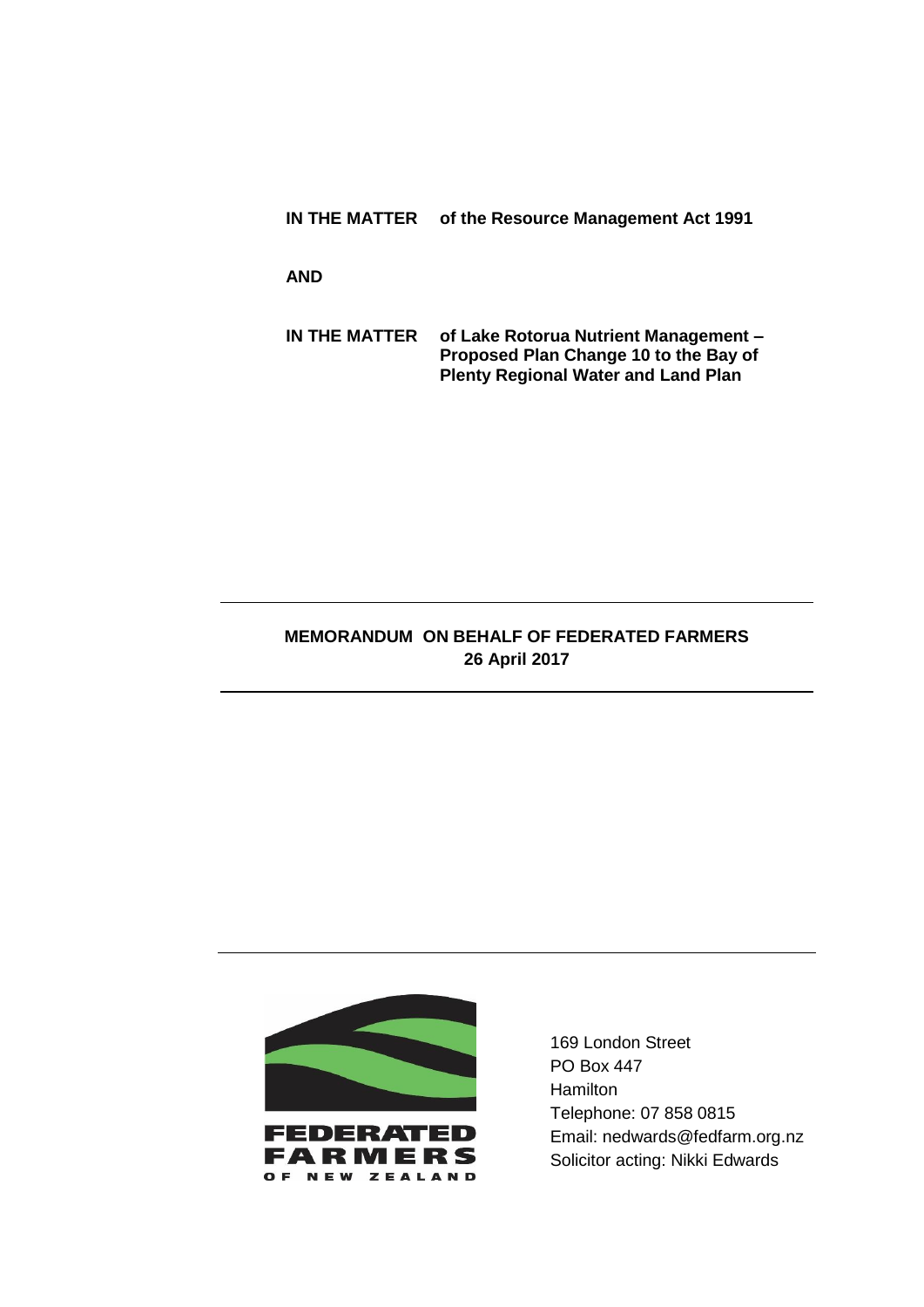**IN THE MATTER** of the Resource Management Act 1991

**AND**

**IN THE MATTER** of Lake Rotorua Nutrient Management – Proposed Plan Change 10 to the Bay of Plenty Regional Water and Land Plan

---

**MEMORANDUM ON BEHALF OF FEDERATED FARMERS**
**26 April 2017**

---

FEDERATED FARMERS OF NEW ZEALAND

169 London Street
PO Box 447
Hamilton
Telephone: 07 858 0815
Email: nedwards@fedfarm.org.nz
Solicitor acting: Nikki Edwards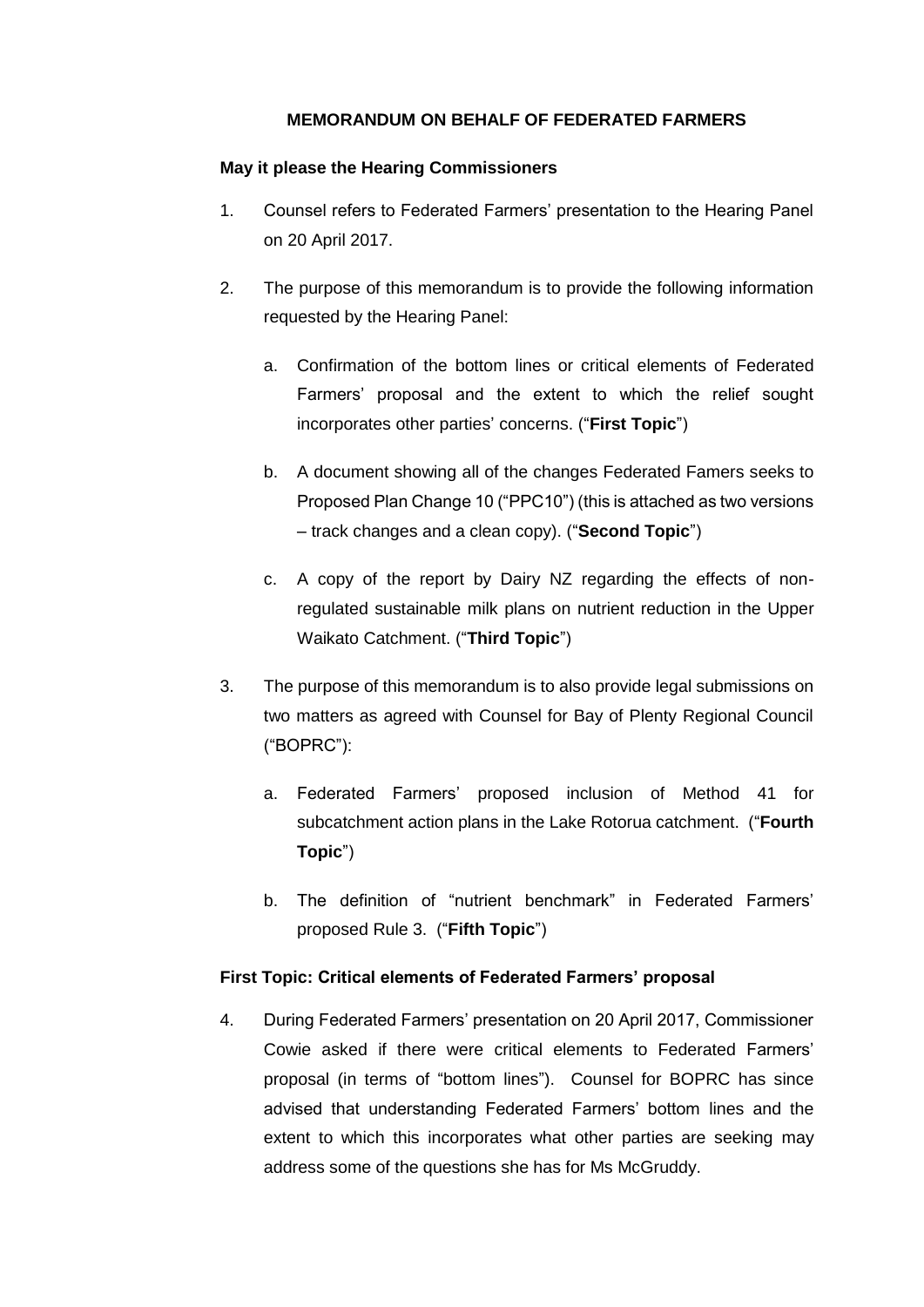# MEMORANDUM ON BEHALF OF FEDERATED FARMERS

**May it please the Hearing Commissioners**

1. Counsel refers to Federated Farmers' presentation to the Hearing Panel on 20 April 2017.

2. The purpose of this memorandum is to provide the following information requested by the Hearing Panel:

   a. Confirmation of the bottom lines or critical elements of Federated Farmers' proposal and the extent to which the relief sought incorporates other parties' concerns. ("**First Topic**")

   b. A document showing all of the changes Federated Famers seeks to Proposed Plan Change 10 ("PPC10") (this is attached as two versions – track changes and a clean copy). ("**Second Topic**")

   c. A copy of the report by Dairy NZ regarding the effects of non-regulated sustainable milk plans on nutrient reduction in the Upper Waikato Catchment. ("**Third Topic**")

3. The purpose of this memorandum is to also provide legal submissions on two matters as agreed with Counsel for Bay of Plenty Regional Council ("BOPRC"):

   a. Federated Farmers' proposed inclusion of Method 41 for subcatchment action plans in the Lake Rotorua catchment. ("**Fourth Topic**")

   b. The definition of "nutrient benchmark" in Federated Farmers' proposed Rule 3. ("**Fifth Topic**")

**First Topic: Critical elements of Federated Farmers' proposal**

4. During Federated Farmers' presentation on 20 April 2017, Commissioner Cowie asked if there were critical elements to Federated Farmers' proposal (in terms of "bottom lines"). Counsel for BOPRC has since advised that understanding Federated Farmers' bottom lines and the extent to which this incorporates what other parties are seeking may address some of the questions she has for Ms McGruddy.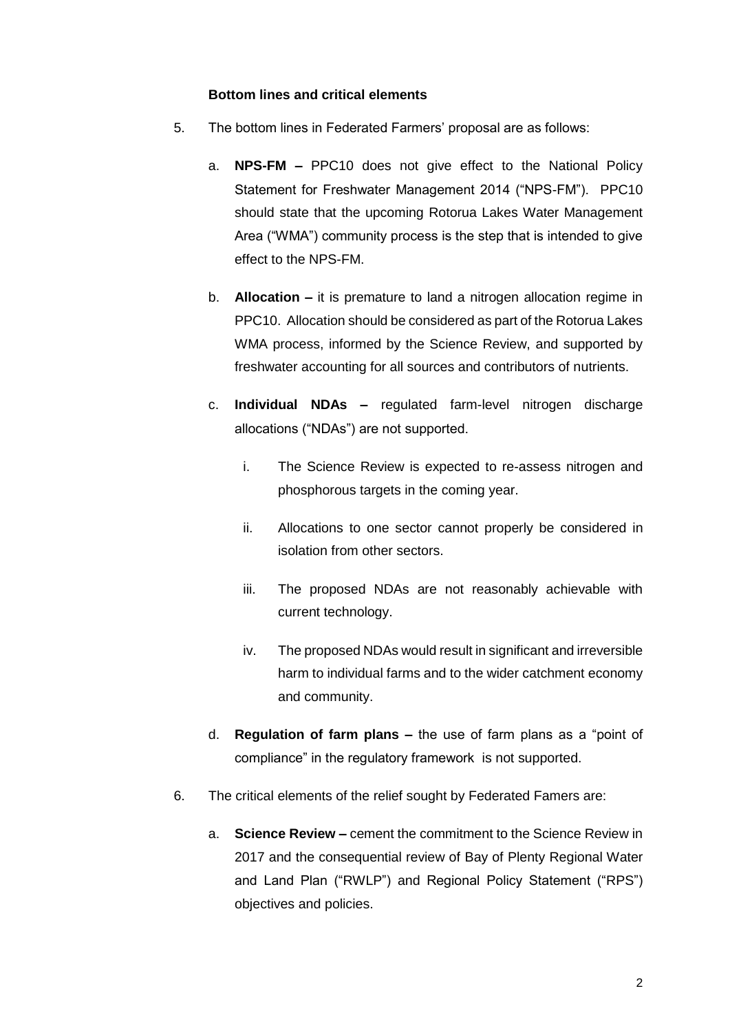**Bottom lines and critical elements**

5. The bottom lines in Federated Farmers' proposal are as follows:

   a. **NPS-FM –** PPC10 does not give effect to the National Policy Statement for Freshwater Management 2014 ("NPS-FM"). PPC10 should state that the upcoming Rotorua Lakes Water Management Area ("WMA") community process is the step that is intended to give effect to the NPS-FM.

   b. **Allocation –** it is premature to land a nitrogen allocation regime in PPC10. Allocation should be considered as part of the Rotorua Lakes WMA process, informed by the Science Review, and supported by freshwater accounting for all sources and contributors of nutrients.

   c. **Individual NDAs –** regulated farm-level nitrogen discharge allocations ("NDAs") are not supported.

      i. The Science Review is expected to re-assess nitrogen and phosphorous targets in the coming year.

      ii. Allocations to one sector cannot properly be considered in isolation from other sectors.

      iii. The proposed NDAs are not reasonably achievable with current technology.

      iv. The proposed NDAs would result in significant and irreversible harm to individual farms and to the wider catchment economy and community.

   d. **Regulation of farm plans –** the use of farm plans as a "point of compliance" in the regulatory framework is not supported.

6. The critical elements of the relief sought by Federated Famers are:

   a. **Science Review –** cement the commitment to the Science Review in 2017 and the consequential review of Bay of Plenty Regional Water and Land Plan ("RWLP") and Regional Policy Statement ("RPS") objectives and policies.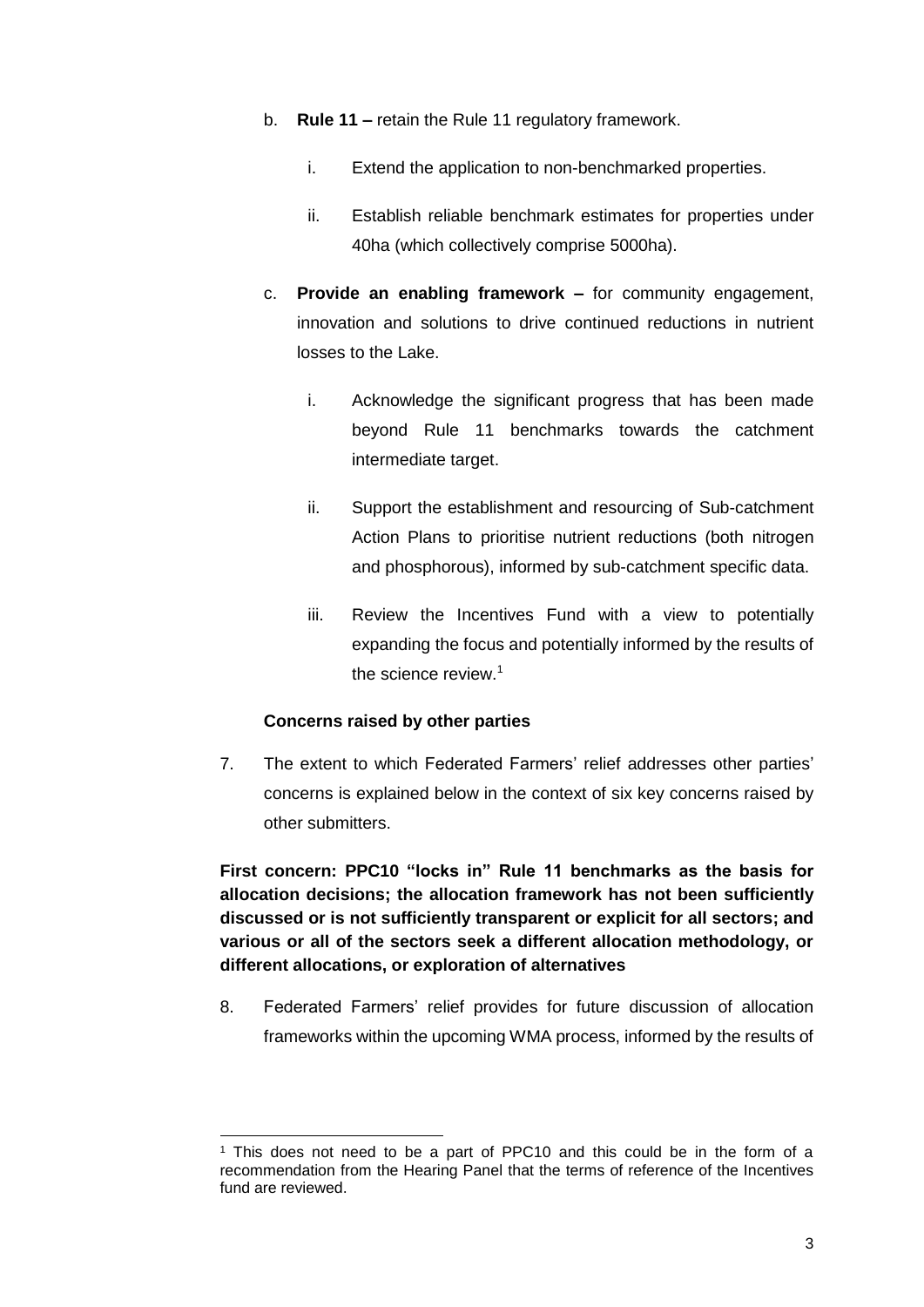b. **Rule 11 –** retain the Rule 11 regulatory framework.

   i. Extend the application to non-benchmarked properties.

   ii. Establish reliable benchmark estimates for properties under 40ha (which collectively comprise 5000ha).

c. **Provide an enabling framework –** for community engagement, innovation and solutions to drive continued reductions in nutrient losses to the Lake.

   i. Acknowledge the significant progress that has been made beyond Rule 11 benchmarks towards the catchment intermediate target.

   ii. Support the establishment and resourcing of Sub-catchment Action Plans to prioritise nutrient reductions (both nitrogen and phosphorous), informed by sub-catchment specific data.

   iii. Review the Incentives Fund with a view to potentially expanding the focus and potentially informed by the results of the science review.[1]

**Concerns raised by other parties**

7. The extent to which Federated Farmers' relief addresses other parties' concerns is explained below in the context of six key concerns raised by other submitters.

**First concern: PPC10 "locks in" Rule 11 benchmarks as the basis for allocation decisions; the allocation framework has not been sufficiently discussed or is not sufficiently transparent or explicit for all sectors; and various or all of the sectors seek a different allocation methodology, or different allocations, or exploration of alternatives**

8. Federated Farmers' relief provides for future discussion of allocation frameworks within the upcoming WMA process, informed by the results of

[1] This does not need to be a part of PPC10 and this could be in the form of a recommendation from the Hearing Panel that the terms of reference of the Incentives fund are reviewed.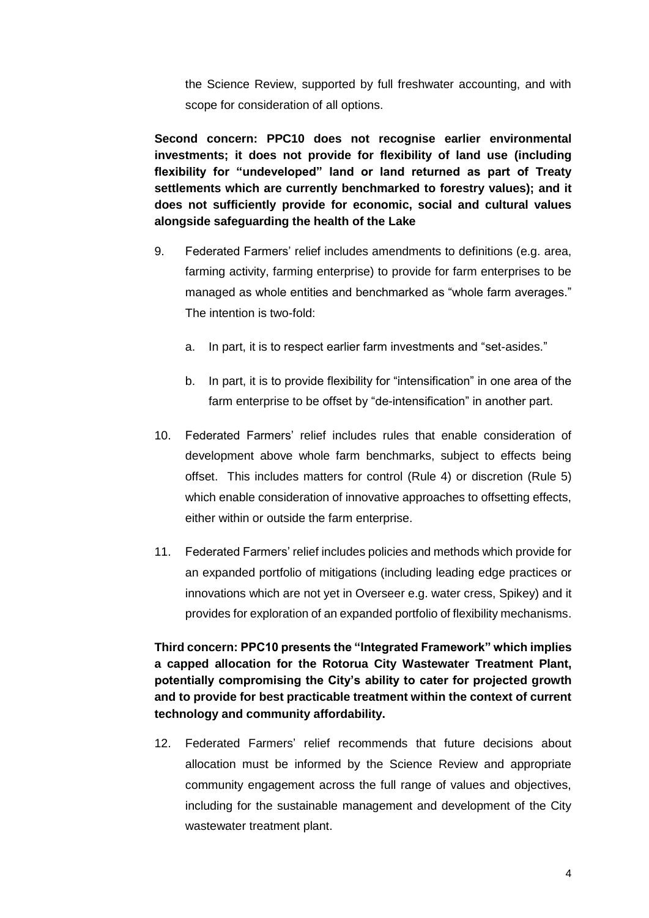the Science Review, supported by full freshwater accounting, and with scope for consideration of all options.

**Second concern: PPC10 does not recognise earlier environmental investments; it does not provide for flexibility of land use (including flexibility for "undeveloped" land or land returned as part of Treaty settlements which are currently benchmarked to forestry values); and it does not sufficiently provide for economic, social and cultural values alongside safeguarding the health of the Lake**

9. Federated Farmers' relief includes amendments to definitions (e.g. area, farming activity, farming enterprise) to provide for farm enterprises to be managed as whole entities and benchmarked as "whole farm averages." The intention is two-fold:

    a. In part, it is to respect earlier farm investments and "set-asides."

    b. In part, it is to provide flexibility for "intensification" in one area of the farm enterprise to be offset by "de-intensification" in another part.

10. Federated Farmers' relief includes rules that enable consideration of development above whole farm benchmarks, subject to effects being offset. This includes matters for control (Rule 4) or discretion (Rule 5) which enable consideration of innovative approaches to offsetting effects, either within or outside the farm enterprise.

11. Federated Farmers' relief includes policies and methods which provide for an expanded portfolio of mitigations (including leading edge practices or innovations which are not yet in Overseer e.g. water cress, Spikey) and it provides for exploration of an expanded portfolio of flexibility mechanisms.

**Third concern: PPC10 presents the "Integrated Framework" which implies a capped allocation for the Rotorua City Wastewater Treatment Plant, potentially compromising the City's ability to cater for projected growth and to provide for best practicable treatment within the context of current technology and community affordability.**

12. Federated Farmers' relief recommends that future decisions about allocation must be informed by the Science Review and appropriate community engagement across the full range of values and objectives, including for the sustainable management and development of the City wastewater treatment plant.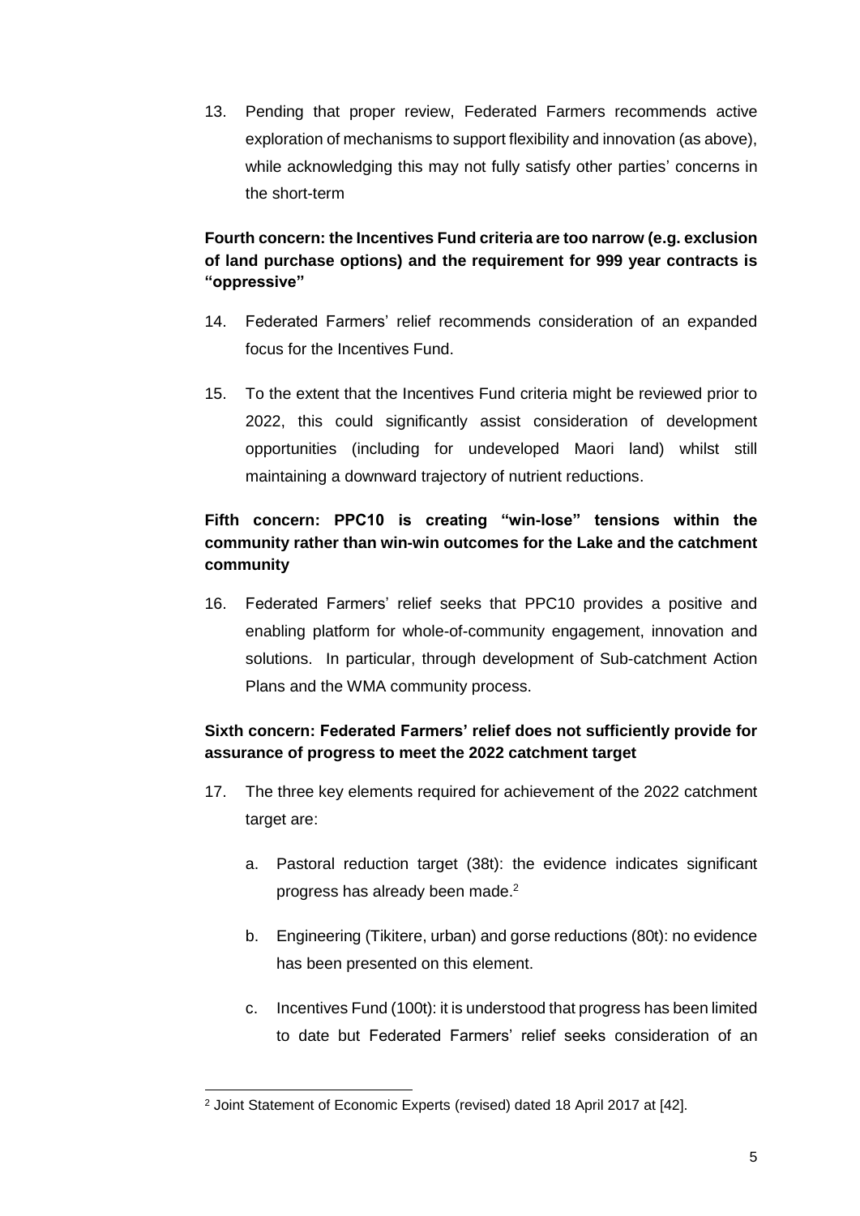13. Pending that proper review, Federated Farmers recommends active exploration of mechanisms to support flexibility and innovation (as above), while acknowledging this may not fully satisfy other parties' concerns in the short-term

**Fourth concern: the Incentives Fund criteria are too narrow (e.g. exclusion of land purchase options) and the requirement for 999 year contracts is "oppressive"**

14. Federated Farmers' relief recommends consideration of an expanded focus for the Incentives Fund.

15. To the extent that the Incentives Fund criteria might be reviewed prior to 2022, this could significantly assist consideration of development opportunities (including for undeveloped Maori land) whilst still maintaining a downward trajectory of nutrient reductions.

**Fifth concern: PPC10 is creating "win-lose" tensions within the community rather than win-win outcomes for the Lake and the catchment community**

16. Federated Farmers' relief seeks that PPC10 provides a positive and enabling platform for whole-of-community engagement, innovation and solutions. In particular, through development of Sub-catchment Action Plans and the WMA community process.

**Sixth concern: Federated Farmers' relief does not sufficiently provide for assurance of progress to meet the 2022 catchment target**

17. The three key elements required for achievement of the 2022 catchment target are:

    a. Pastoral reduction target (38t): the evidence indicates significant progress has already been made.[2]

    b. Engineering (Tikitere, urban) and gorse reductions (80t): no evidence has been presented on this element.

    c. Incentives Fund (100t): it is understood that progress has been limited to date but Federated Farmers' relief seeks consideration of an

[2] Joint Statement of Economic Experts (revised) dated 18 April 2017 at [42].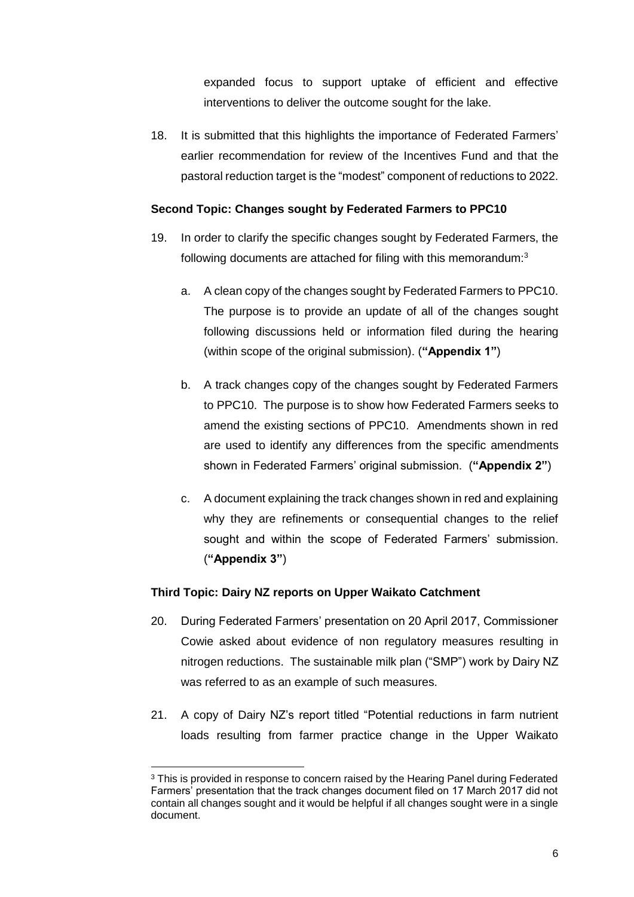expanded focus to support uptake of efficient and effective interventions to deliver the outcome sought for the lake.

18. It is submitted that this highlights the importance of Federated Farmers' earlier recommendation for review of the Incentives Fund and that the pastoral reduction target is the "modest" component of reductions to 2022.

**Second Topic: Changes sought by Federated Farmers to PPC10**

19. In order to clarify the specific changes sought by Federated Farmers, the following documents are attached for filing with this memorandum:[3]

    a. A clean copy of the changes sought by Federated Farmers to PPC10. The purpose is to provide an update of all of the changes sought following discussions held or information filed during the hearing (within scope of the original submission). (**"Appendix 1"**)

    b. A track changes copy of the changes sought by Federated Farmers to PPC10. The purpose is to show how Federated Farmers seeks to amend the existing sections of PPC10. Amendments shown in red are used to identify any differences from the specific amendments shown in Federated Farmers' original submission. (**"Appendix 2"**)

    c. A document explaining the track changes shown in red and explaining why they are refinements or consequential changes to the relief sought and within the scope of Federated Farmers' submission. (**"Appendix 3"**)

**Third Topic: Dairy NZ reports on Upper Waikato Catchment**

20. During Federated Farmers' presentation on 20 April 2017, Commissioner Cowie asked about evidence of non regulatory measures resulting in nitrogen reductions. The sustainable milk plan ("SMP") work by Dairy NZ was referred to as an example of such measures.

21. A copy of Dairy NZ's report titled "Potential reductions in farm nutrient loads resulting from farmer practice change in the Upper Waikato

[3] This is provided in response to concern raised by the Hearing Panel during Federated Farmers' presentation that the track changes document filed on 17 March 2017 did not contain all changes sought and it would be helpful if all changes sought were in a single document.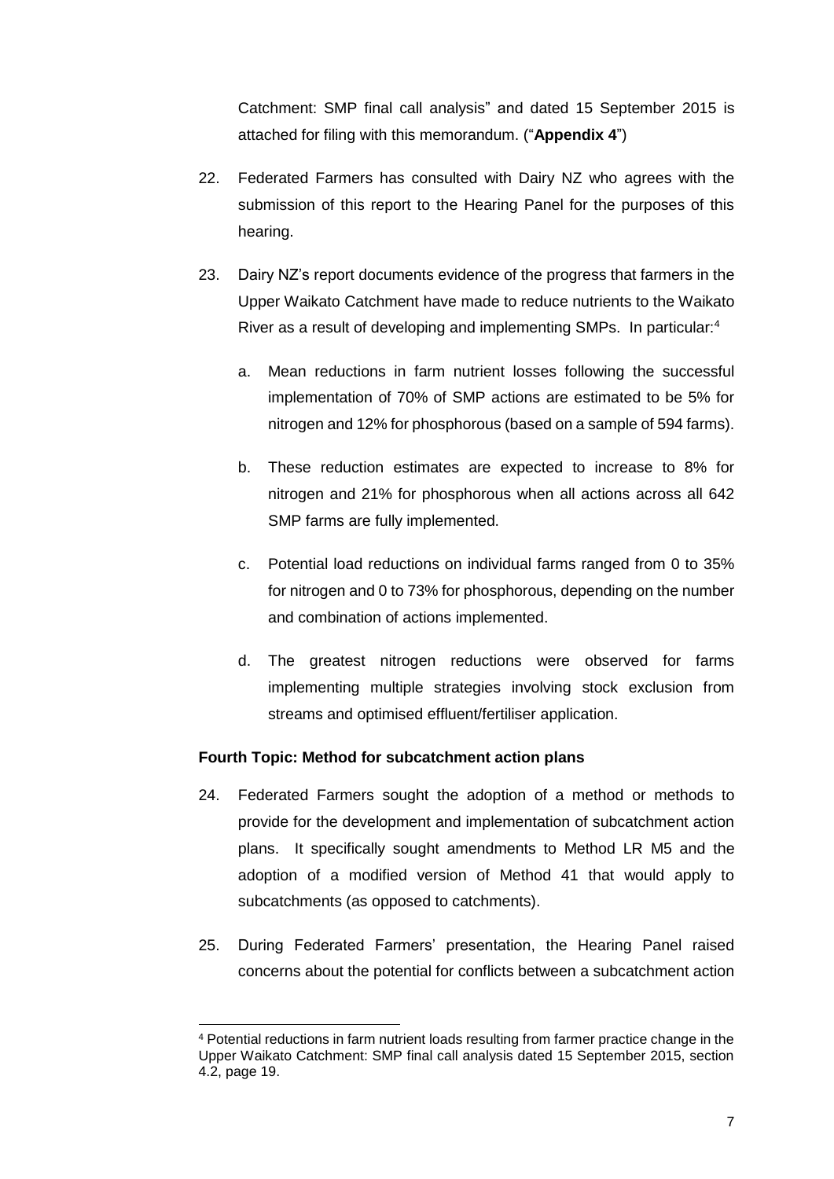Catchment: SMP final call analysis" and dated 15 September 2015 is attached for filing with this memorandum. ("**Appendix 4**")

22. Federated Farmers has consulted with Dairy NZ who agrees with the submission of this report to the Hearing Panel for the purposes of this hearing.

23. Dairy NZ's report documents evidence of the progress that farmers in the Upper Waikato Catchment have made to reduce nutrients to the Waikato River as a result of developing and implementing SMPs. In particular:[4]

    a. Mean reductions in farm nutrient losses following the successful implementation of 70% of SMP actions are estimated to be 5% for nitrogen and 12% for phosphorous (based on a sample of 594 farms).

    b. These reduction estimates are expected to increase to 8% for nitrogen and 21% for phosphorous when all actions across all 642 SMP farms are fully implemented.

    c. Potential load reductions on individual farms ranged from 0 to 35% for nitrogen and 0 to 73% for phosphorous, depending on the number and combination of actions implemented.

    d. The greatest nitrogen reductions were observed for farms implementing multiple strategies involving stock exclusion from streams and optimised effluent/fertiliser application.

**Fourth Topic: Method for subcatchment action plans**

24. Federated Farmers sought the adoption of a method or methods to provide for the development and implementation of subcatchment action plans. It specifically sought amendments to Method LR M5 and the adoption of a modified version of Method 41 that would apply to subcatchments (as opposed to catchments).

25. During Federated Farmers' presentation, the Hearing Panel raised concerns about the potential for conflicts between a subcatchment action

[4] Potential reductions in farm nutrient loads resulting from farmer practice change in the Upper Waikato Catchment: SMP final call analysis dated 15 September 2015, section 4.2, page 19.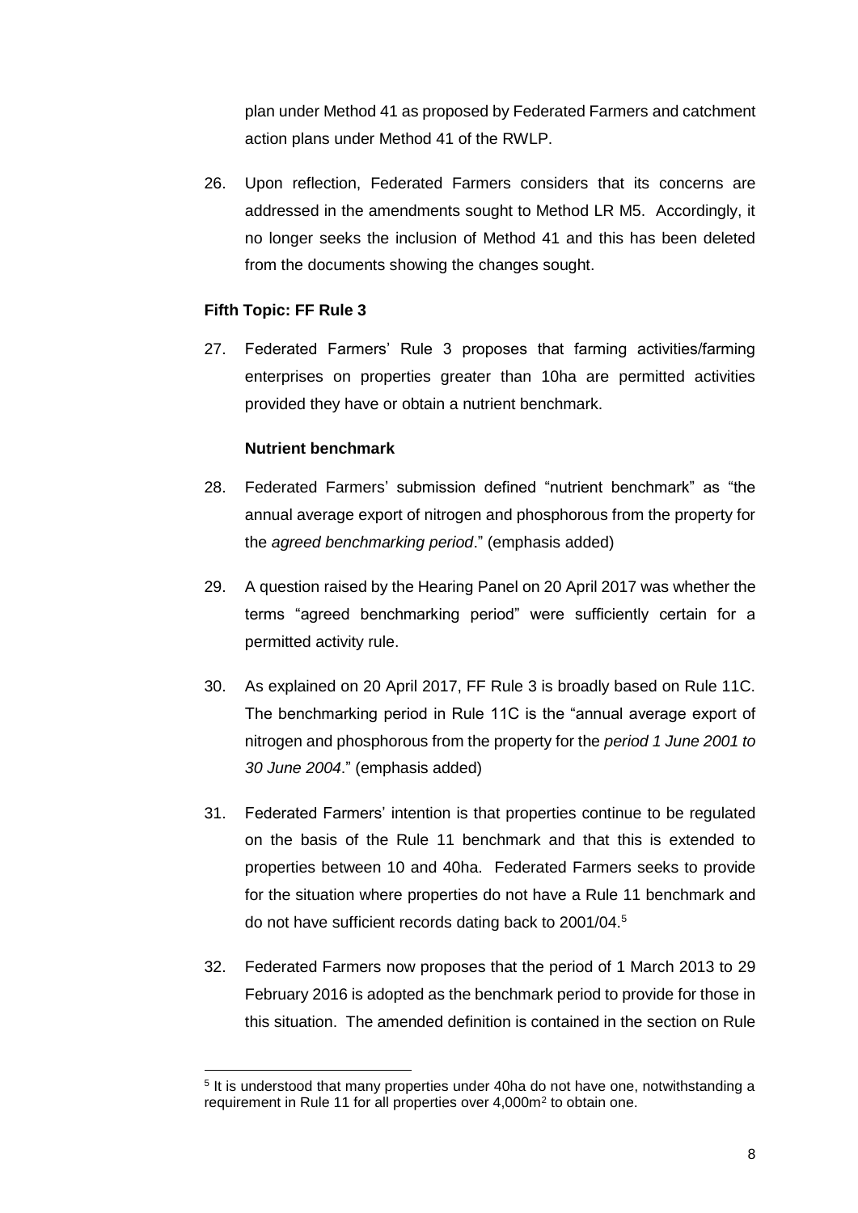plan under Method 41 as proposed by Federated Farmers and catchment action plans under Method 41 of the RWLP.

26. Upon reflection, Federated Farmers considers that its concerns are addressed in the amendments sought to Method LR M5. Accordingly, it no longer seeks the inclusion of Method 41 and this has been deleted from the documents showing the changes sought.

### Fifth Topic: FF Rule 3

27. Federated Farmers' Rule 3 proposes that farming activities/farming enterprises on properties greater than 10ha are permitted activities provided they have or obtain a nutrient benchmark.

#### Nutrient benchmark

28. Federated Farmers' submission defined "nutrient benchmark" as "the annual average export of nitrogen and phosphorous from the property for the *agreed benchmarking period*." (emphasis added)

29. A question raised by the Hearing Panel on 20 April 2017 was whether the terms "agreed benchmarking period" were sufficiently certain for a permitted activity rule.

30. As explained on 20 April 2017, FF Rule 3 is broadly based on Rule 11C. The benchmarking period in Rule 11C is the "annual average export of nitrogen and phosphorous from the property for the *period 1 June 2001 to 30 June 2004*." (emphasis added)

31. Federated Farmers' intention is that properties continue to be regulated on the basis of the Rule 11 benchmark and that this is extended to properties between 10 and 40ha. Federated Farmers seeks to provide for the situation where properties do not have a Rule 11 benchmark and do not have sufficient records dating back to 2001/04.[5]

32. Federated Farmers now proposes that the period of 1 March 2013 to 29 February 2016 is adopted as the benchmark period to provide for those in this situation. The amended definition is contained in the section on Rule

[5] It is understood that many properties under 40ha do not have one, notwithstanding a requirement in Rule 11 for all properties over 4,000m$^2$ to obtain one.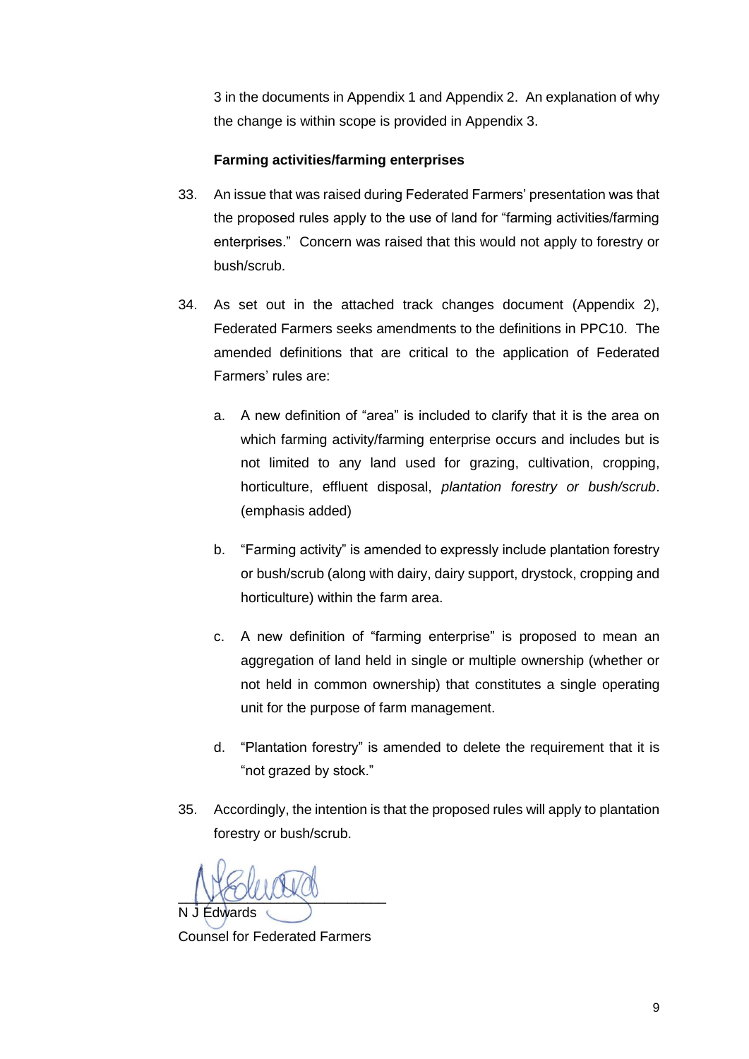3 in the documents in Appendix 1 and Appendix 2. An explanation of why the change is within scope is provided in Appendix 3.

**Farming activities/farming enterprises**

33. An issue that was raised during Federated Farmers' presentation was that the proposed rules apply to the use of land for "farming activities/farming enterprises." Concern was raised that this would not apply to forestry or bush/scrub.

34. As set out in the attached track changes document (Appendix 2), Federated Farmers seeks amendments to the definitions in PPC10. The amended definitions that are critical to the application of Federated Farmers' rules are:

    a. A new definition of "area" is included to clarify that it is the area on which farming activity/farming enterprise occurs and includes but is not limited to any land used for grazing, cultivation, cropping, horticulture, effluent disposal, *plantation forestry or bush/scrub*. (emphasis added)

    b. "Farming activity" is amended to expressly include plantation forestry or bush/scrub (along with dairy, dairy support, drystock, cropping and horticulture) within the farm area.

    c. A new definition of "farming enterprise" is proposed to mean an aggregation of land held in single or multiple ownership (whether or not held in common ownership) that constitutes a single operating unit for the purpose of farm management.

    d. "Plantation forestry" is amended to delete the requirement that it is "not grazed by stock."

35. Accordingly, the intention is that the proposed rules will apply to plantation forestry or bush/scrub.

N J Edwards
Counsel for Federated Farmers